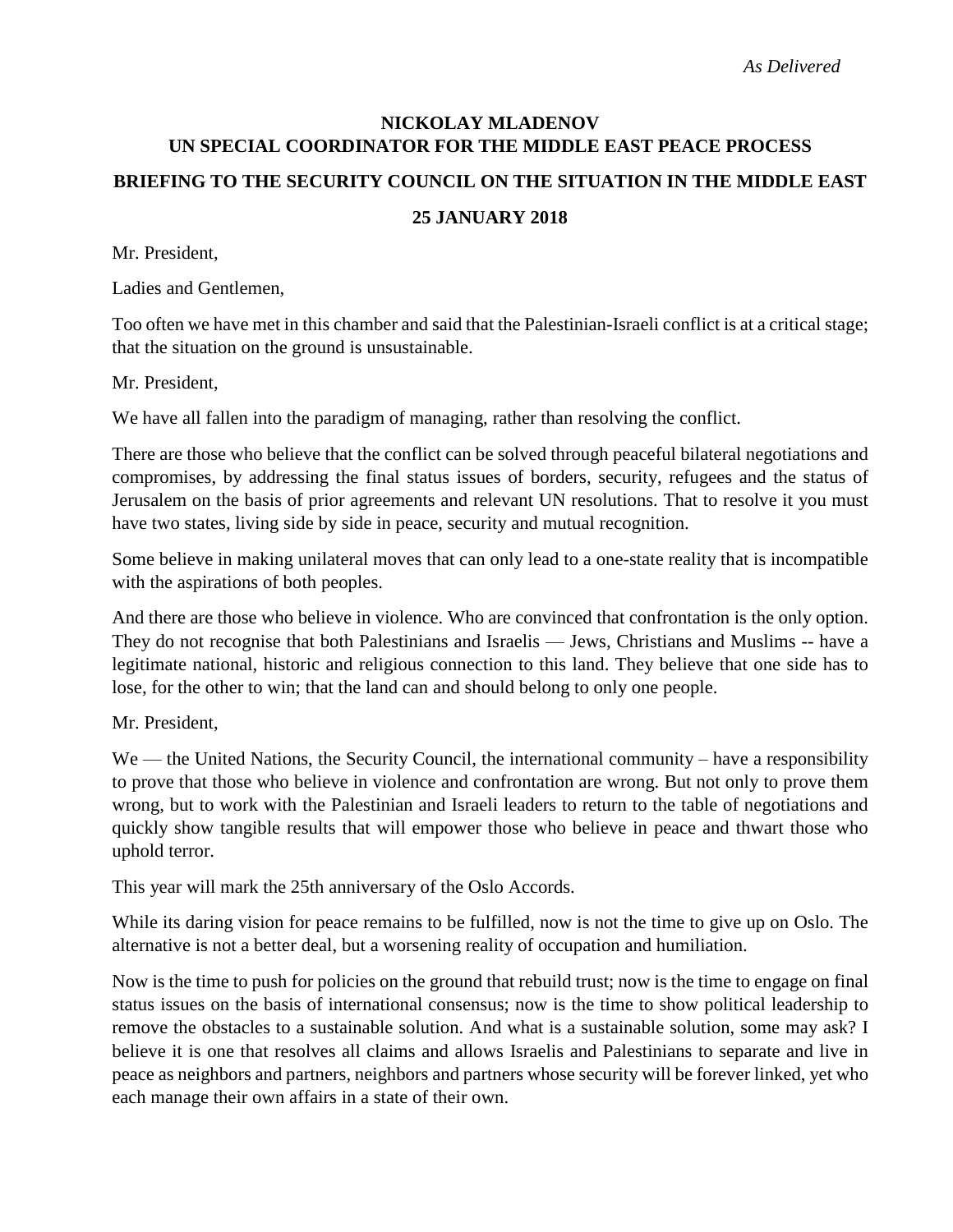*As Delivered*

**NICKOLAY MLADENOV**
**UN SPECIAL COORDINATOR FOR THE MIDDLE EAST PEACE PROCESS**

**BRIEFING TO THE SECURITY COUNCIL ON THE SITUATION IN THE MIDDLE EAST**

**25 JANUARY 2018**

Mr. President,

Ladies and Gentlemen,

Too often we have met in this chamber and said that the Palestinian-Israeli conflict is at a critical stage; that the situation on the ground is unsustainable.

Mr. President,

We have all fallen into the paradigm of managing, rather than resolving the conflict.

There are those who believe that the conflict can be solved through peaceful bilateral negotiations and compromises, by addressing the final status issues of borders, security, refugees and the status of Jerusalem on the basis of prior agreements and relevant UN resolutions. That to resolve it you must have two states, living side by side in peace, security and mutual recognition.

Some believe in making unilateral moves that can only lead to a one-state reality that is incompatible with the aspirations of both peoples.

And there are those who believe in violence. Who are convinced that confrontation is the only option. They do not recognise that both Palestinians and Israelis — Jews, Christians and Muslims -- have a legitimate national, historic and religious connection to this land. They believe that one side has to lose, for the other to win; that the land can and should belong to only one people.

Mr. President,

We — the United Nations, the Security Council, the international community – have a responsibility to prove that those who believe in violence and confrontation are wrong. But not only to prove them wrong, but to work with the Palestinian and Israeli leaders to return to the table of negotiations and quickly show tangible results that will empower those who believe in peace and thwart those who uphold terror.

This year will mark the 25th anniversary of the Oslo Accords.

While its daring vision for peace remains to be fulfilled, now is not the time to give up on Oslo. The alternative is not a better deal, but a worsening reality of occupation and humiliation.

Now is the time to push for policies on the ground that rebuild trust; now is the time to engage on final status issues on the basis of international consensus; now is the time to show political leadership to remove the obstacles to a sustainable solution. And what is a sustainable solution, some may ask? I believe it is one that resolves all claims and allows Israelis and Palestinians to separate and live in peace as neighbors and partners, neighbors and partners whose security will be forever linked, yet who each manage their own affairs in a state of their own.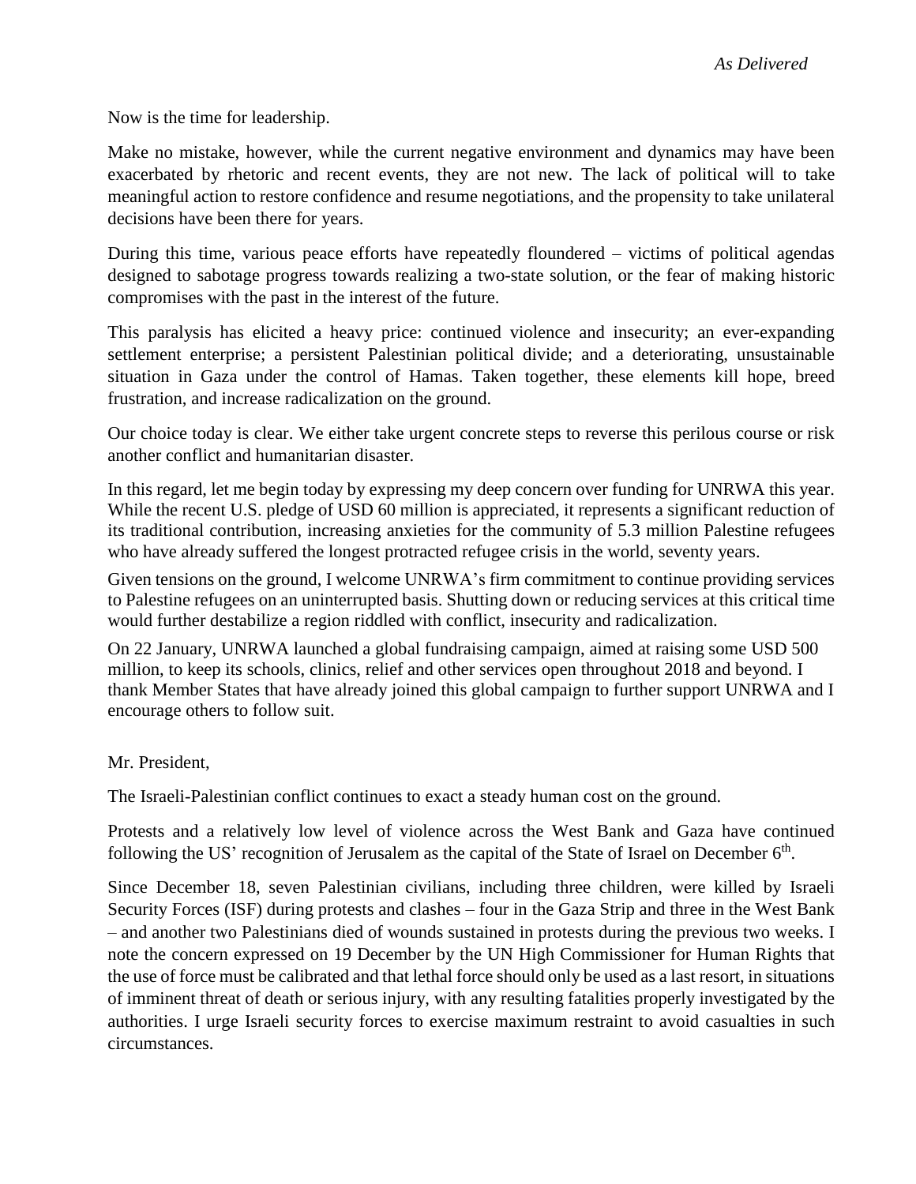*As Delivered*

Now is the time for leadership.

Make no mistake, however, while the current negative environment and dynamics may have been exacerbated by rhetoric and recent events, they are not new. The lack of political will to take meaningful action to restore confidence and resume negotiations, and the propensity to take unilateral decisions have been there for years.

During this time, various peace efforts have repeatedly floundered – victims of political agendas designed to sabotage progress towards realizing a two-state solution, or the fear of making historic compromises with the past in the interest of the future.

This paralysis has elicited a heavy price: continued violence and insecurity; an ever-expanding settlement enterprise; a persistent Palestinian political divide; and a deteriorating, unsustainable situation in Gaza under the control of Hamas. Taken together, these elements kill hope, breed frustration, and increase radicalization on the ground.

Our choice today is clear. We either take urgent concrete steps to reverse this perilous course or risk another conflict and humanitarian disaster.

In this regard, let me begin today by expressing my deep concern over funding for UNRWA this year. While the recent U.S. pledge of USD 60 million is appreciated, it represents a significant reduction of its traditional contribution, increasing anxieties for the community of 5.3 million Palestine refugees who have already suffered the longest protracted refugee crisis in the world, seventy years.

Given tensions on the ground, I welcome UNRWA's firm commitment to continue providing services to Palestine refugees on an uninterrupted basis. Shutting down or reducing services at this critical time would further destabilize a region riddled with conflict, insecurity and radicalization.

On 22 January, UNRWA launched a global fundraising campaign, aimed at raising some USD 500 million, to keep its schools, clinics, relief and other services open throughout 2018 and beyond. I thank Member States that have already joined this global campaign to further support UNRWA and I encourage others to follow suit.

Mr. President,

The Israeli-Palestinian conflict continues to exact a steady human cost on the ground.

Protests and a relatively low level of violence across the West Bank and Gaza have continued following the US' recognition of Jerusalem as the capital of the State of Israel on December 6th.

Since December 18, seven Palestinian civilians, including three children, were killed by Israeli Security Forces (ISF) during protests and clashes – four in the Gaza Strip and three in the West Bank – and another two Palestinians died of wounds sustained in protests during the previous two weeks. I note the concern expressed on 19 December by the UN High Commissioner for Human Rights that the use of force must be calibrated and that lethal force should only be used as a last resort, in situations of imminent threat of death or serious injury, with any resulting fatalities properly investigated by the authorities. I urge Israeli security forces to exercise maximum restraint to avoid casualties in such circumstances.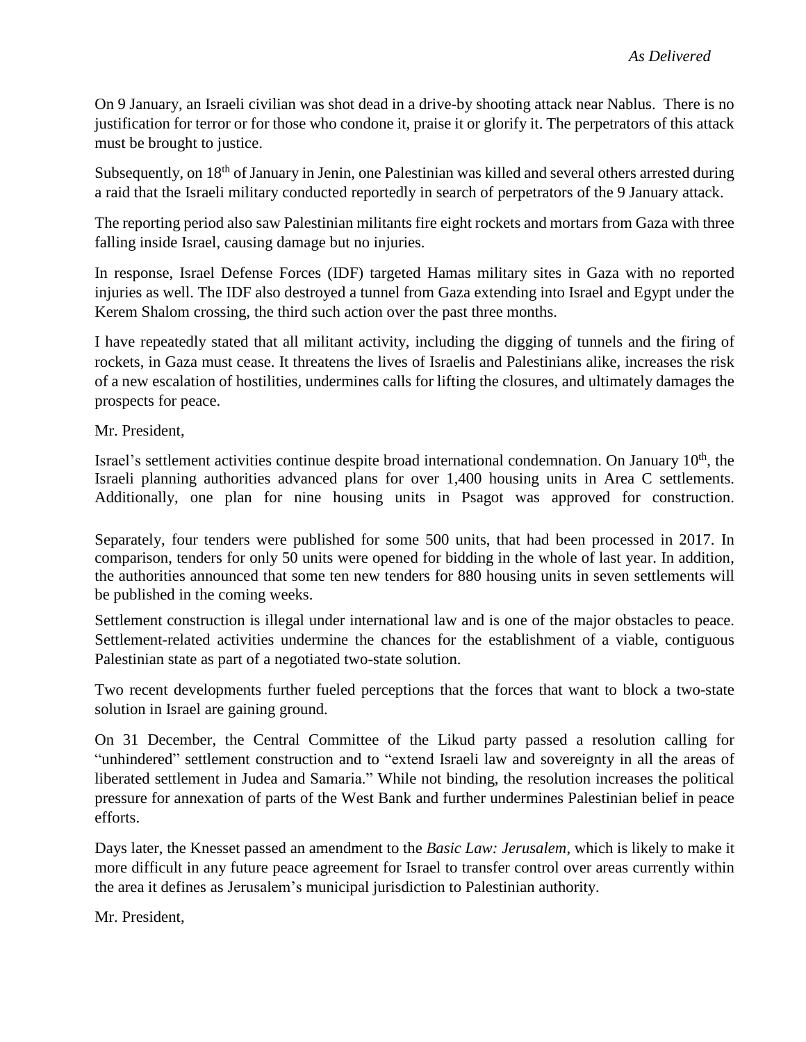*As Delivered*

On 9 January, an Israeli civilian was shot dead in a drive-by shooting attack near Nablus. There is no justification for terror or for those who condone it, praise it or glorify it. The perpetrators of this attack must be brought to justice.

Subsequently, on 18th of January in Jenin, one Palestinian was killed and several others arrested during a raid that the Israeli military conducted reportedly in search of perpetrators of the 9 January attack.

The reporting period also saw Palestinian militants fire eight rockets and mortars from Gaza with three falling inside Israel, causing damage but no injuries.

In response, Israel Defense Forces (IDF) targeted Hamas military sites in Gaza with no reported injuries as well. The IDF also destroyed a tunnel from Gaza extending into Israel and Egypt under the Kerem Shalom crossing, the third such action over the past three months.

I have repeatedly stated that all militant activity, including the digging of tunnels and the firing of rockets, in Gaza must cease. It threatens the lives of Israelis and Palestinians alike, increases the risk of a new escalation of hostilities, undermines calls for lifting the closures, and ultimately damages the prospects for peace.

Mr. President,

Israel's settlement activities continue despite broad international condemnation. On January 10th, the Israeli planning authorities advanced plans for over 1,400 housing units in Area C settlements. Additionally, one plan for nine housing units in Psagot was approved for construction.

Separately, four tenders were published for some 500 units, that had been processed in 2017. In comparison, tenders for only 50 units were opened for bidding in the whole of last year. In addition, the authorities announced that some ten new tenders for 880 housing units in seven settlements will be published in the coming weeks.

Settlement construction is illegal under international law and is one of the major obstacles to peace. Settlement-related activities undermine the chances for the establishment of a viable, contiguous Palestinian state as part of a negotiated two-state solution.

Two recent developments further fueled perceptions that the forces that want to block a two-state solution in Israel are gaining ground.

On 31 December, the Central Committee of the Likud party passed a resolution calling for "unhindered" settlement construction and to "extend Israeli law and sovereignty in all the areas of liberated settlement in Judea and Samaria." While not binding, the resolution increases the political pressure for annexation of parts of the West Bank and further undermines Palestinian belief in peace efforts.

Days later, the Knesset passed an amendment to the *Basic Law: Jerusalem*, which is likely to make it more difficult in any future peace agreement for Israel to transfer control over areas currently within the area it defines as Jerusalem's municipal jurisdiction to Palestinian authority.

Mr. President,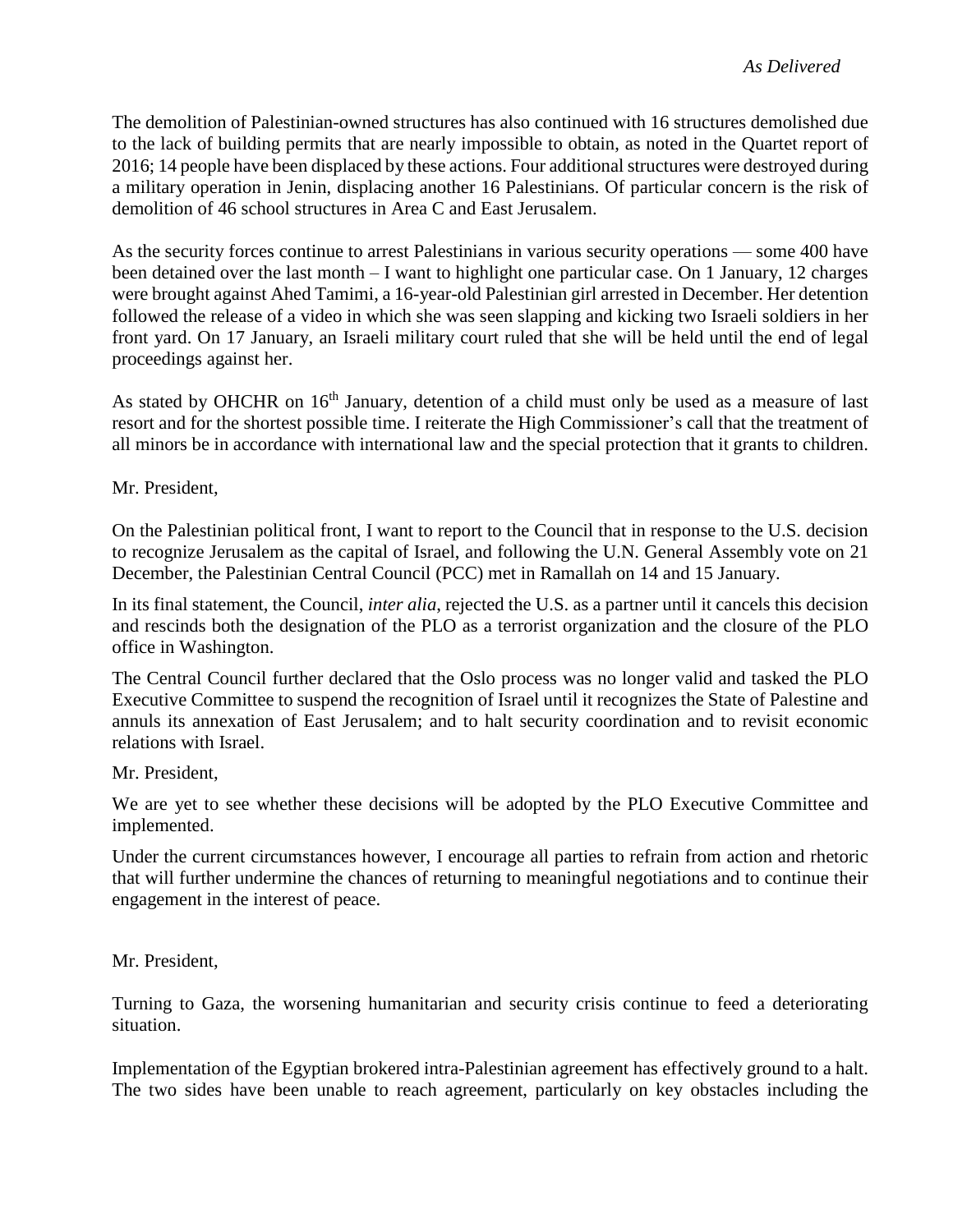The demolition of Palestinian-owned structures has also continued with 16 structures demolished due to the lack of building permits that are nearly impossible to obtain, as noted in the Quartet report of 2016; 14 people have been displaced by these actions. Four additional structures were destroyed during a military operation in Jenin, displacing another 16 Palestinians. Of particular concern is the risk of demolition of 46 school structures in Area C and East Jerusalem.

As the security forces continue to arrest Palestinians in various security operations — some 400 have been detained over the last month – I want to highlight one particular case. On 1 January, 12 charges were brought against Ahed Tamimi, a 16-year-old Palestinian girl arrested in December. Her detention followed the release of a video in which she was seen slapping and kicking two Israeli soldiers in her front yard. On 17 January, an Israeli military court ruled that she will be held until the end of legal proceedings against her.

As stated by OHCHR on 16th January, detention of a child must only be used as a measure of last resort and for the shortest possible time. I reiterate the High Commissioner's call that the treatment of all minors be in accordance with international law and the special protection that it grants to children.

Mr. President,

On the Palestinian political front, I want to report to the Council that in response to the U.S. decision to recognize Jerusalem as the capital of Israel, and following the U.N. General Assembly vote on 21 December, the Palestinian Central Council (PCC) met in Ramallah on 14 and 15 January.

In its final statement, the Council, *inter alia*, rejected the U.S. as a partner until it cancels this decision and rescinds both the designation of the PLO as a terrorist organization and the closure of the PLO office in Washington.

The Central Council further declared that the Oslo process was no longer valid and tasked the PLO Executive Committee to suspend the recognition of Israel until it recognizes the State of Palestine and annuls its annexation of East Jerusalem; and to halt security coordination and to revisit economic relations with Israel.

Mr. President,

We are yet to see whether these decisions will be adopted by the PLO Executive Committee and implemented.

Under the current circumstances however, I encourage all parties to refrain from action and rhetoric that will further undermine the chances of returning to meaningful negotiations and to continue their engagement in the interest of peace.

Mr. President,

Turning to Gaza, the worsening humanitarian and security crisis continue to feed a deteriorating situation.

Implementation of the Egyptian brokered intra-Palestinian agreement has effectively ground to a halt. The two sides have been unable to reach agreement, particularly on key obstacles including the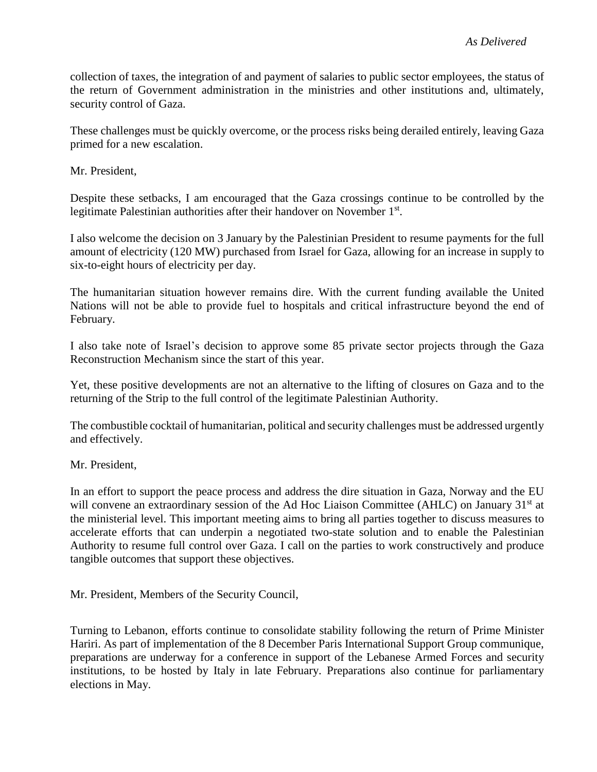collection of taxes, the integration of and payment of salaries to public sector employees, the status of the return of Government administration in the ministries and other institutions and, ultimately, security control of Gaza.

These challenges must be quickly overcome, or the process risks being derailed entirely, leaving Gaza primed for a new escalation.

Mr. President,

Despite these setbacks, I am encouraged that the Gaza crossings continue to be controlled by the legitimate Palestinian authorities after their handover on November 1st.

I also welcome the decision on 3 January by the Palestinian President to resume payments for the full amount of electricity (120 MW) purchased from Israel for Gaza, allowing for an increase in supply to six-to-eight hours of electricity per day.

The humanitarian situation however remains dire. With the current funding available the United Nations will not be able to provide fuel to hospitals and critical infrastructure beyond the end of February.

I also take note of Israel's decision to approve some 85 private sector projects through the Gaza Reconstruction Mechanism since the start of this year.

Yet, these positive developments are not an alternative to the lifting of closures on Gaza and to the returning of the Strip to the full control of the legitimate Palestinian Authority.

The combustible cocktail of humanitarian, political and security challenges must be addressed urgently and effectively.

Mr. President,

In an effort to support the peace process and address the dire situation in Gaza, Norway and the EU will convene an extraordinary session of the Ad Hoc Liaison Committee (AHLC) on January 31st at the ministerial level. This important meeting aims to bring all parties together to discuss measures to accelerate efforts that can underpin a negotiated two-state solution and to enable the Palestinian Authority to resume full control over Gaza. I call on the parties to work constructively and produce tangible outcomes that support these objectives.

Mr. President, Members of the Security Council,

Turning to Lebanon, efforts continue to consolidate stability following the return of Prime Minister Hariri. As part of implementation of the 8 December Paris International Support Group communique, preparations are underway for a conference in support of the Lebanese Armed Forces and security institutions, to be hosted by Italy in late February. Preparations also continue for parliamentary elections in May.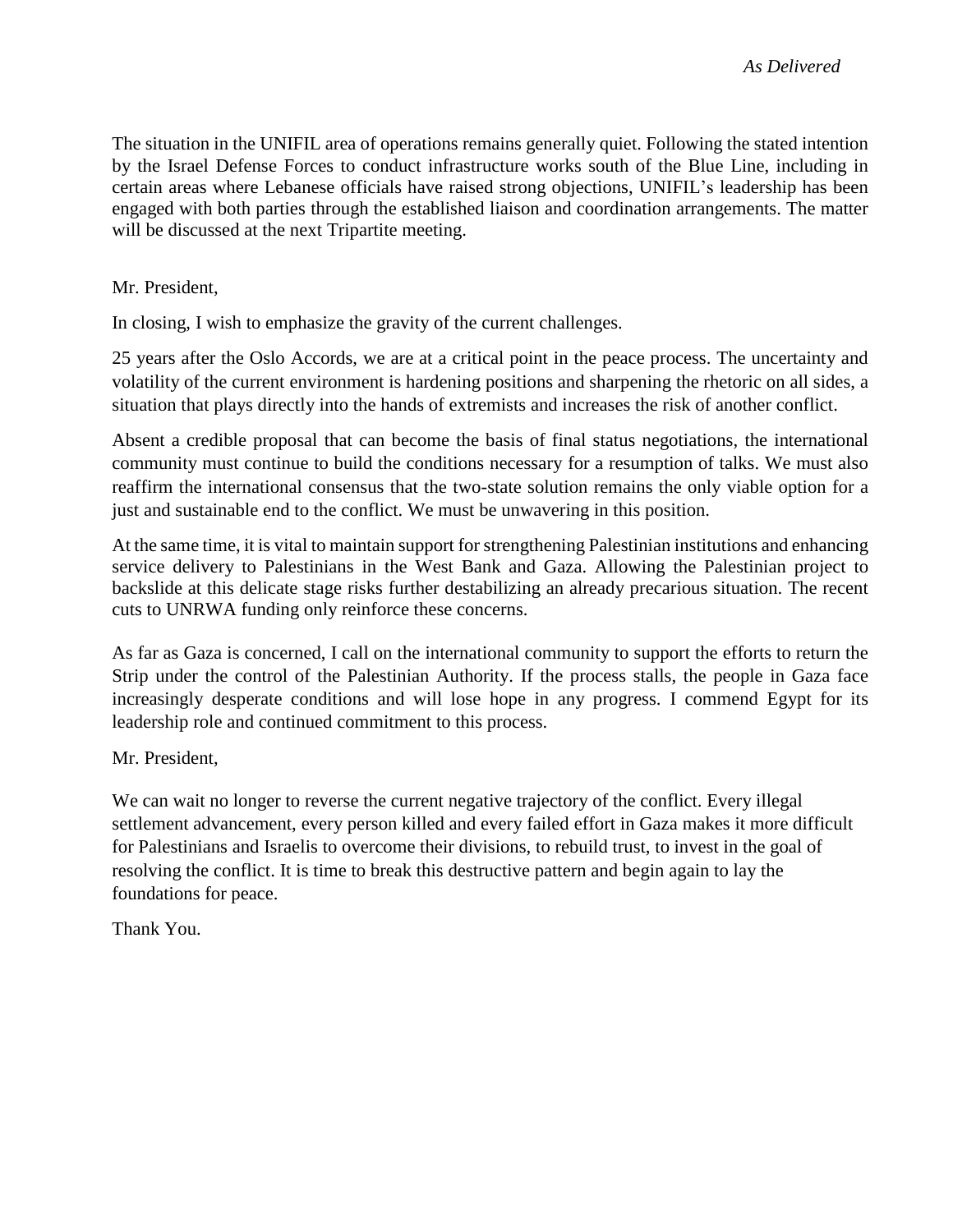*As Delivered*

The situation in the UNIFIL area of operations remains generally quiet. Following the stated intention by the Israel Defense Forces to conduct infrastructure works south of the Blue Line, including in certain areas where Lebanese officials have raised strong objections, UNIFIL's leadership has been engaged with both parties through the established liaison and coordination arrangements. The matter will be discussed at the next Tripartite meeting.

Mr. President,

In closing, I wish to emphasize the gravity of the current challenges.

25 years after the Oslo Accords, we are at a critical point in the peace process. The uncertainty and volatility of the current environment is hardening positions and sharpening the rhetoric on all sides, a situation that plays directly into the hands of extremists and increases the risk of another conflict.

Absent a credible proposal that can become the basis of final status negotiations, the international community must continue to build the conditions necessary for a resumption of talks. We must also reaffirm the international consensus that the two-state solution remains the only viable option for a just and sustainable end to the conflict. We must be unwavering in this position.

At the same time, it is vital to maintain support for strengthening Palestinian institutions and enhancing service delivery to Palestinians in the West Bank and Gaza. Allowing the Palestinian project to backslide at this delicate stage risks further destabilizing an already precarious situation. The recent cuts to UNRWA funding only reinforce these concerns.

As far as Gaza is concerned, I call on the international community to support the efforts to return the Strip under the control of the Palestinian Authority. If the process stalls, the people in Gaza face increasingly desperate conditions and will lose hope in any progress. I commend Egypt for its leadership role and continued commitment to this process.

Mr. President,

We can wait no longer to reverse the current negative trajectory of the conflict. Every illegal settlement advancement, every person killed and every failed effort in Gaza makes it more difficult for Palestinians and Israelis to overcome their divisions, to rebuild trust, to invest in the goal of resolving the conflict. It is time to break this destructive pattern and begin again to lay the foundations for peace.

Thank You.